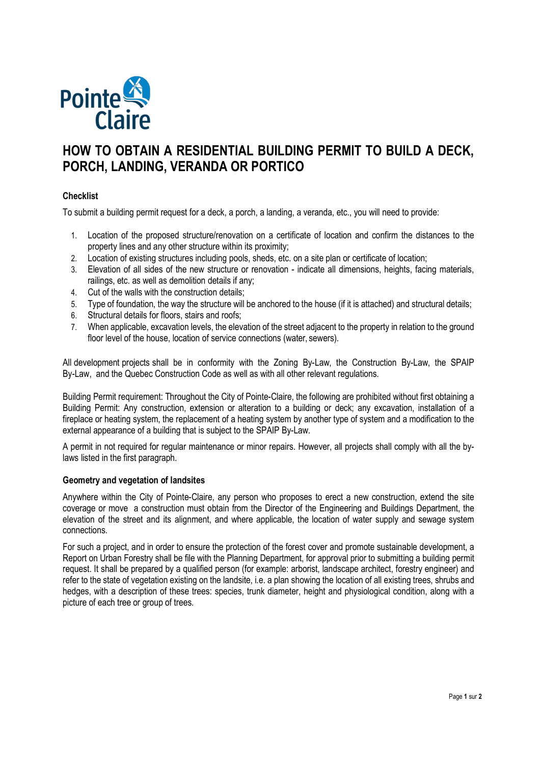# HOW TO OBTAIN A RESIDENTIAL BUILDING PERMIT TO BUILD A DECK, PORCH, LANDING, VERANDA OR PORTICO

### Checklist

To submit a building permit request for a deck, a porch, a landing, a veranda, etc., you will need to provide:

1. Location of the proposed structure/renovation on a certificate of location and confirm the distances to the property lines and any other structure within its proximity;
2. Location of existing structures including pools, sheds, etc. on a site plan or certificate of location;
3. Elevation of all sides of the new structure or renovation - indicate all dimensions, heights, facing materials, railings, etc. as well as demolition details if any;
4. Cut of the walls with the construction details;
5. Type of foundation, the way the structure will be anchored to the house (if it is attached) and structural details;
6. Structural details for floors, stairs and roofs;
7. When applicable, excavation levels, the elevation of the street adjacent to the property in relation to the ground floor level of the house, location of service connections (water, sewers).

All development projects shall be in conformity with the Zoning By-Law, the Construction By-Law, the SPAIP By-Law, and the Quebec Construction Code as well as with all other relevant regulations.

Building Permit requirement: Throughout the City of Pointe-Claire, the following are prohibited without first obtaining a Building Permit: Any construction, extension or alteration to a building or deck; any excavation, installation of a fireplace or heating system, the replacement of a heating system by another type of system and a modification to the external appearance of a building that is subject to the SPAIP By-Law.

A permit in not required for regular maintenance or minor repairs. However, all projects shall comply with all the by-laws listed in the first paragraph.

### Geometry and vegetation of landsites

Anywhere within the City of Pointe-Claire, any person who proposes to erect a new construction, extend the site coverage or move a construction must obtain from the Director of the Engineering and Buildings Department, the elevation of the street and its alignment, and where applicable, the location of water supply and sewage system connections.

For such a project, and in order to ensure the protection of the forest cover and promote sustainable development, a Report on Urban Forestry shall be file with the Planning Department, for approval prior to submitting a building permit request. It shall be prepared by a qualified person (for example: arborist, landscape architect, forestry engineer) and refer to the state of vegetation existing on the landsite, i.e. a plan showing the location of all existing trees, shrubs and hedges, with a description of these trees: species, trunk diameter, height and physiological condition, along with a picture of each tree or group of trees.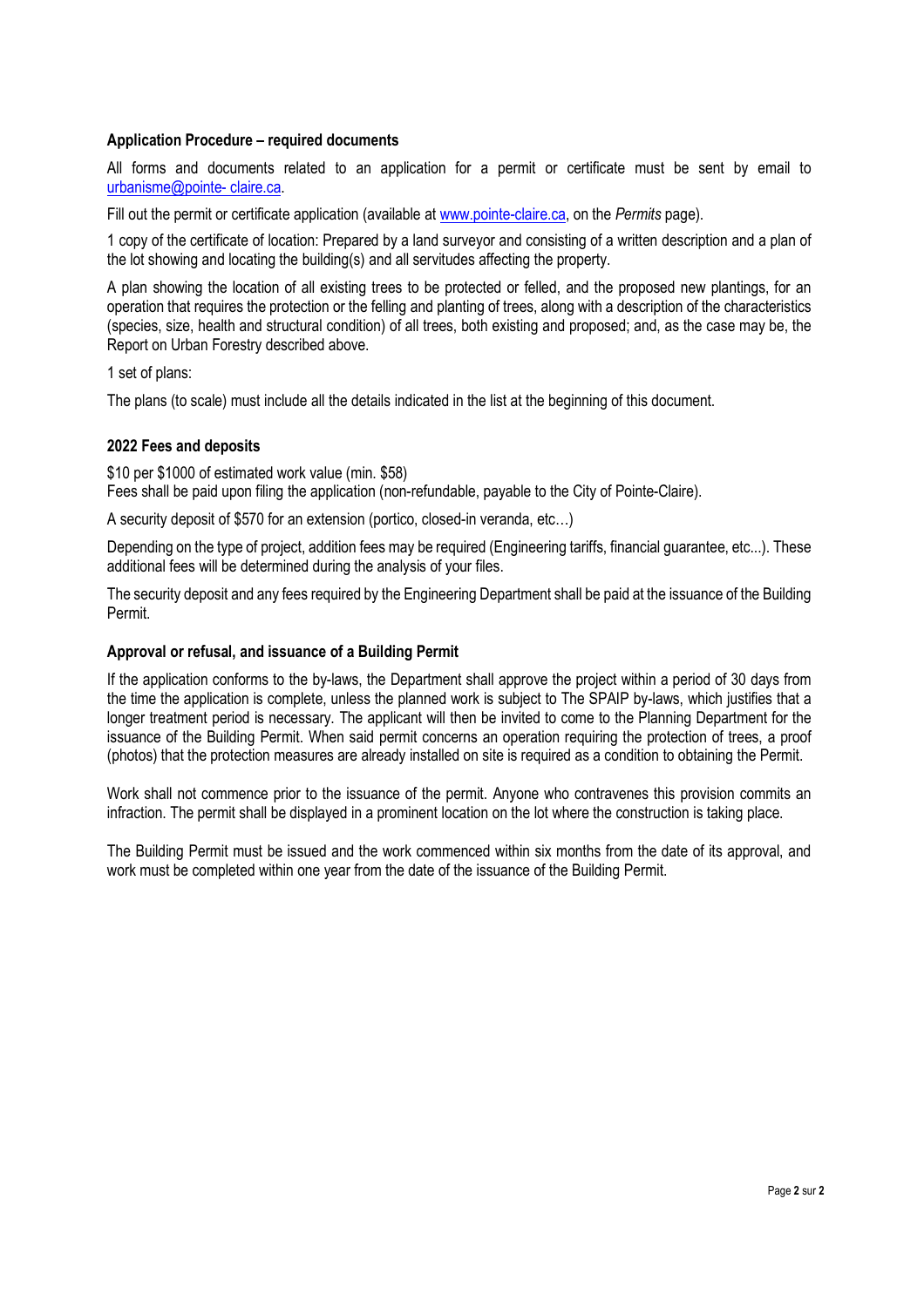### Application Procedure – required documents

All forms and documents related to an application for a permit or certificate must be sent by email to urbanisme@pointe- claire.ca.

Fill out the permit or certificate application (available at www.pointe-claire.ca, on the *Permits* page).

1 copy of the certificate of location: Prepared by a land surveyor and consisting of a written description and a plan of the lot showing and locating the building(s) and all servitudes affecting the property.

A plan showing the location of all existing trees to be protected or felled, and the proposed new plantings, for an operation that requires the protection or the felling and planting of trees, along with a description of the characteristics (species, size, health and structural condition) of all trees, both existing and proposed; and, as the case may be, the Report on Urban Forestry described above.

1 set of plans:

The plans (to scale) must include all the details indicated in the list at the beginning of this document.

### 2022 Fees and deposits

$10 per $1000 of estimated work value (min. $58)
Fees shall be paid upon filing the application (non-refundable, payable to the City of Pointe-Claire).

A security deposit of $570 for an extension (portico, closed-in veranda, etc…)

Depending on the type of project, addition fees may be required (Engineering tariffs, financial guarantee, etc...). These additional fees will be determined during the analysis of your files.

The security deposit and any fees required by the Engineering Department shall be paid at the issuance of the Building Permit.

### Approval or refusal, and issuance of a Building Permit

If the application conforms to the by-laws, the Department shall approve the project within a period of 30 days from the time the application is complete, unless the planned work is subject to The SPAIP by-laws, which justifies that a longer treatment period is necessary. The applicant will then be invited to come to the Planning Department for the issuance of the Building Permit. When said permit concerns an operation requiring the protection of trees, a proof (photos) that the protection measures are already installed on site is required as a condition to obtaining the Permit.

Work shall not commence prior to the issuance of the permit. Anyone who contravenes this provision commits an infraction. The permit shall be displayed in a prominent location on the lot where the construction is taking place.

The Building Permit must be issued and the work commenced within six months from the date of its approval, and work must be completed within one year from the date of the issuance of the Building Permit.